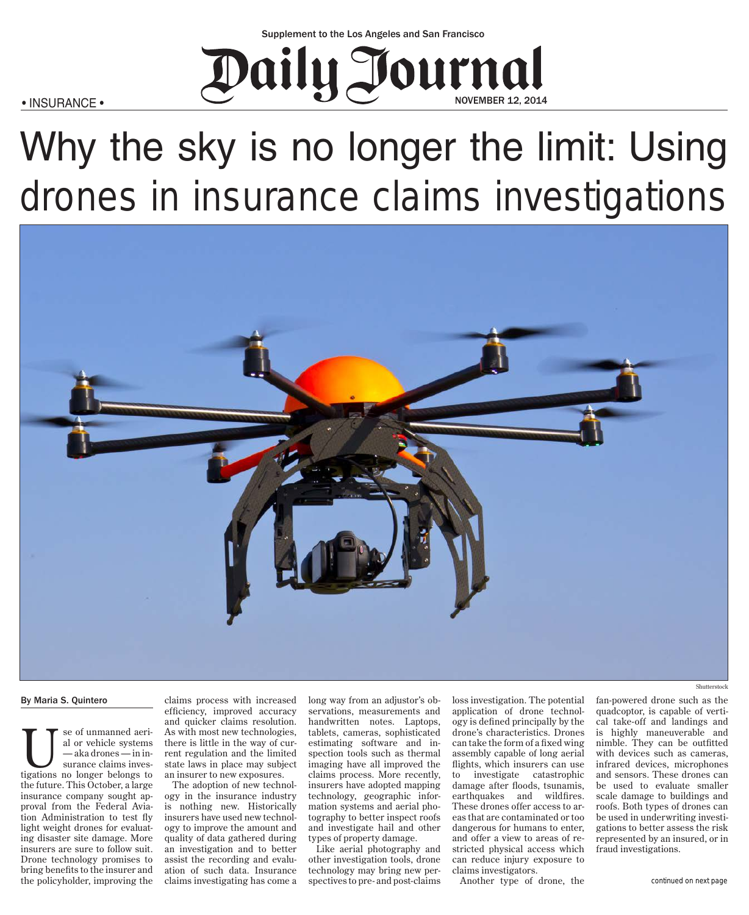Supplement to the Los Angeles and San Francisco

Daily Journal

• INSURANCE •

NOVEMBER 12, 2014

# Why the sky is no longer the limit: Using drones in insurance claims investigations

Shutterstock

By Maria S. Quintero

Use of unmanned aerial or vehicle systems — aka drones — in insurance claims investigations no longer belongs to the future. This October, a large insurance company sought approval from the Federal Aviation Administration to test fly light weight drones for evaluating disaster site damage. More insurers are sure to follow suit. Drone technology promises to bring benefits to the insurer and the policyholder, improving the claims process with increased efficiency, improved accuracy and quicker claims resolution. As with most new technologies, there is little in the way of current regulation and the limited state laws in place may subject an insurer to new exposures.

The adoption of new technology in the insurance industry is nothing new. Historically insurers have used new technology to improve the amount and quality of data gathered during an investigation and to better assist the recording and evaluation of such data. Insurance claims investigating has come a long way from an adjustor's observations, measurements and handwritten notes. Laptops, tablets, cameras, sophisticated estimating software and inspection tools such as thermal imaging have all improved the claims process. More recently, insurers have adopted mapping technology, geographic information systems and aerial photography to better inspect roofs and investigate hail and other types of property damage.

Like aerial photography and other investigation tools, drone technology may bring new perspectives to pre- and post-claims loss investigation. The potential application of drone technology is defined principally by the drone's characteristics. Drones can take the form of a fixed wing assembly capable of long aerial flights, which insurers can use to investigate catastrophic damage after floods, tsunamis, earthquakes and wildfires. These drones offer access to areas that are contaminated or too dangerous for humans to enter, and offer a view to areas of restricted physical access which can reduce injury exposure to claims investigators.

Another type of drone, the fan-powered drone such as the quadcoptor, is capable of vertical take-off and landings and is highly maneuverable and nimble. They can be outfitted with devices such as cameras, infrared devices, microphones and sensors. These drones can be used to evaluate smaller scale damage to buildings and roofs. Both types of drones can be used in underwriting investigations to better assess the risk represented by an insured, or in fraud investigations.

continued on next page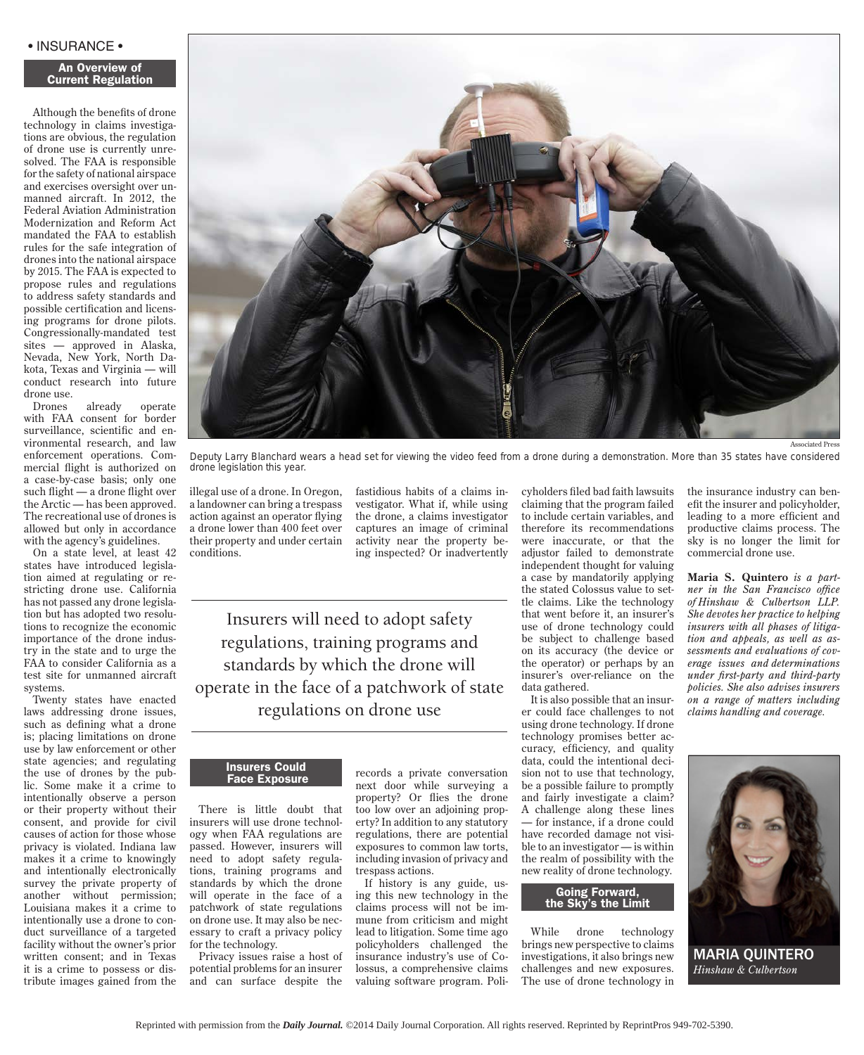• INSURANCE •

## An Overview of Current Regulation

Although the benefits of drone technology in claims investigations are obvious, the regulation of drone use is currently unresolved. The FAA is responsible for the safety of national airspace and exercises oversight over unmanned aircraft. In 2012, the Federal Aviation Administration Modernization and Reform Act mandated the FAA to establish rules for the safe integration of drones into the national airspace by 2015. The FAA is expected to propose rules and regulations to address safety standards and possible certification and licensing programs for drone pilots. Congressionally-mandated test sites — approved in Alaska, Nevada, New York, North Dakota, Texas and Virginia — will conduct research into future drone use.

Drones already operate with FAA consent for border surveillance, scientific and environmental research, and law enforcement operations. Commercial flight is authorized on a case-by-case basis; only one such flight — a drone flight over the Arctic — has been approved. The recreational use of drones is allowed but only in accordance with the agency's guidelines.

On a state level, at least 42 states have introduced legislation aimed at regulating or restricting drone use. California has not passed any drone legislation but has adopted two resolutions to recognize the economic importance of the drone industry in the state and to urge the FAA to consider California as a test site for unmanned aircraft systems.

Twenty states have enacted laws addressing drone issues, such as defining what a drone is; placing limitations on drone use by law enforcement or other state agencies; and regulating the use of drones by the public. Some make it a crime to intentionally observe a person or their property without their consent, and provide for civil causes of action for those whose privacy is violated. Indiana law makes it a crime to knowingly and intentionally electronically survey the private property of another without permission; Louisiana makes it a crime to intentionally use a drone to conduct surveillance of a targeted facility without the owner's prior written consent; and in Texas it is a crime to possess or distribute images gained from the illegal use of a drone. In Oregon, a landowner can bring a trespass action against an operator flying a drone lower than 400 feet over their property and under certain conditions.

Associated Press

Deputy Larry Blanchard wears a head set for viewing the video feed from a drone during a demonstration. More than 35 states have considered drone legislation this year.

> Insurers will need to adopt safety regulations, training programs and standards by which the drone will operate in the face of a patchwork of state regulations on drone use

## Insurers Could Face Exposure

There is little doubt that insurers will use drone technology when FAA regulations are passed. However, insurers will need to adopt safety regulations, training programs and standards by which the drone will operate in the face of a patchwork of state regulations on drone use. It may also be necessary to craft a privacy policy for the technology.

Privacy issues raise a host of potential problems for an insurer and can surface despite the fastidious habits of a claims investigator. What if, while using the drone, a claims investigator captures an image of criminal activity near the property being inspected? Or inadvertently records a private conversation next door while surveying a property? Or flies the drone too low over an adjoining property? In addition to any statutory regulations, there are potential exposures to common law torts, including invasion of privacy and trespass actions.

If history is any guide, using this new technology in the claims process will not be immune from criticism and might lead to litigation. Some time ago policyholders challenged the insurance industry's use of Colossus, a comprehensive claims valuing software program. Policyholders filed bad faith lawsuits claiming that the program failed to include certain variables, and therefore its recommendations were inaccurate, or that the adjustor failed to demonstrate independent thought for valuing a case by mandatorily applying the stated Colossus value to settle claims. Like the technology that went before it, an insurer's use of drone technology could be subject to challenge based on its accuracy (the device or the operator) or perhaps by an insurer's over-reliance on the data gathered.

It is also possible that an insurer could face challenges to not using drone technology. If drone technology promises better accuracy, efficiency, and quality data, could the intentional decision not to use that technology, be a possible failure to promptly and fairly investigate a claim? A challenge along these lines — for instance, if a drone could have recorded damage not visible to an investigator — is within the realm of possibility with the new reality of drone technology.

## Going Forward, the Sky's the Limit

While drone technology brings new perspective to claims investigations, it also brings new challenges and new exposures. The use of drone technology in the insurance industry can benefit the insurer and policyholder, leading to a more efficient and productive claims process. The sky is no longer the limit for commercial drone use.

**Maria S. Quintero** *is a partner in the San Francisco office of Hinshaw & Culbertson LLP. She devotes her practice to helping insurers with all phases of litigation and appeals, as well as assessments and evaluations of coverage issues and determinations under first-party and third-party policies. She also advises insurers on a range of matters including claims handling and coverage.*

**MARIA QUINTERO**
*Hinshaw & Culbertson*

Reprinted with permission from the ***Daily Journal.*** ©2014 Daily Journal Corporation. All rights reserved. Reprinted by ReprintPros 949-702-5390.